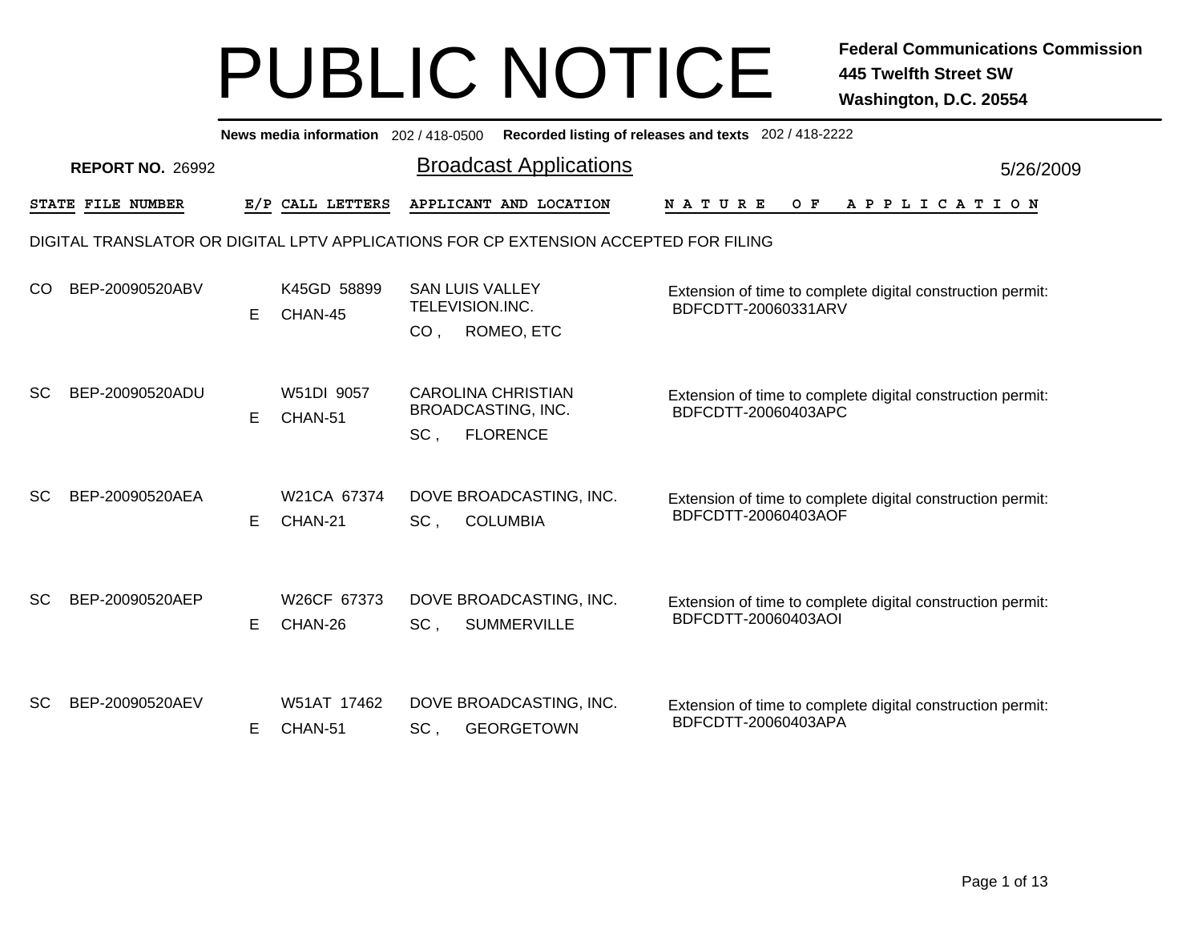# PUBLIC NOTICE

**Federal Communications Commission**
**445 Twelfth Street SW**
**Washington, D.C. 20554**

**News media information** 202 / 418-0500 **Recorded listing of releases and texts** 202 / 418-2222

**REPORT NO.** 26992

## Broadcast Applications

5/26/2009

DIGITAL TRANSLATOR OR DIGITAL LPTV APPLICATIONS FOR CP EXTENSION ACCEPTED FOR FILING

| STATE | FILE NUMBER | E/P | CALL LETTERS | APPLICANT AND LOCATION | NATURE OF APPLICATION |
|---|---|---|---|---|---|
| CO | BEP-20090520ABV | E | K45GD 58899 CHAN-45 | SAN LUIS VALLEY TELEVISION.INC. CO , ROMEO, ETC | Extension of time to complete digital construction permit: BDFCDTT-20060331ARV |
| SC | BEP-20090520ADU | E | W51DI 9057 CHAN-51 | CAROLINA CHRISTIAN BROADCASTING, INC. SC , FLORENCE | Extension of time to complete digital construction permit: BDFCDTT-20060403APC |
| SC | BEP-20090520AEA | E | W21CA 67374 CHAN-21 | DOVE BROADCASTING, INC. SC , COLUMBIA | Extension of time to complete digital construction permit: BDFCDTT-20060403AOF |
| SC | BEP-20090520AEP | E | W26CF 67373 CHAN-26 | DOVE BROADCASTING, INC. SC , SUMMERVILLE | Extension of time to complete digital construction permit: BDFCDTT-20060403AOI |
| SC | BEP-20090520AEV | E | W51AT 17462 CHAN-51 | DOVE BROADCASTING, INC. SC , GEORGETOWN | Extension of time to complete digital construction permit: BDFCDTT-20060403APA |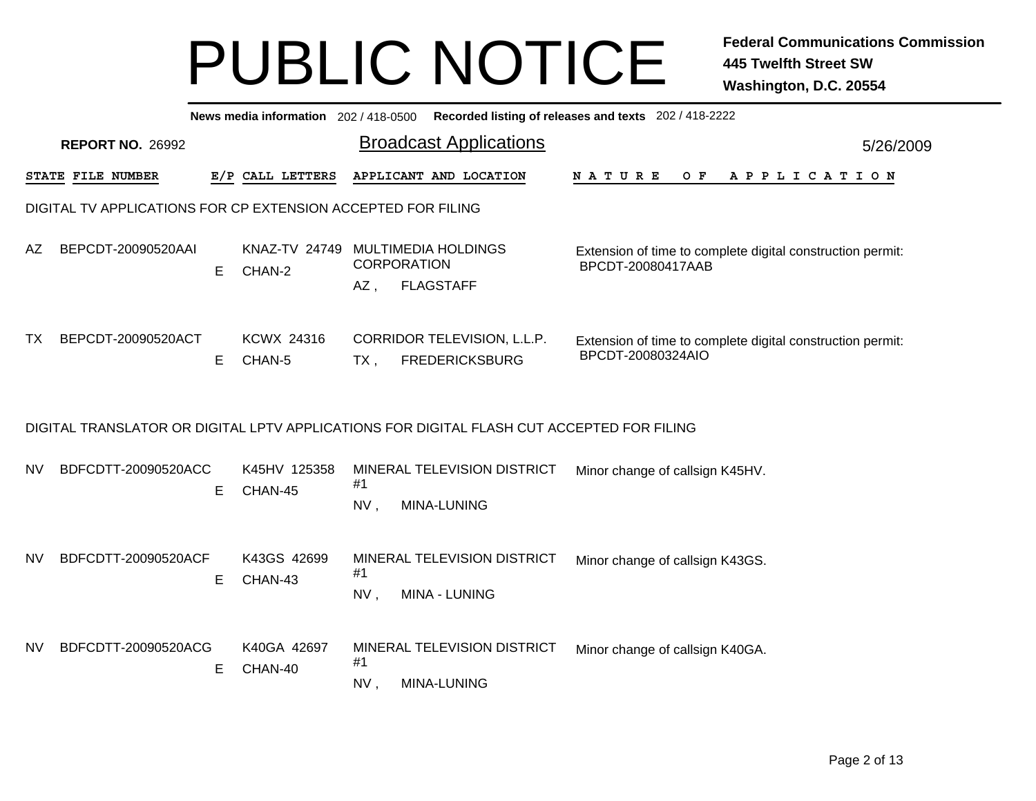# PUBLIC NOTICE

**Federal Communications Commission**
**445 Twelfth Street SW**
**Washington, D.C. 20554**

**News media information** 202 / 418-0500 **Recorded listing of releases and texts** 202 / 418-2222

**REPORT NO.** 26992

## Broadcast Applications

5/26/2009

| STATE | FILE NUMBER | E/P | CALL LETTERS | APPLICANT AND LOCATION | NATURE OF APPLICATION |
|---|---|---|---|---|---|

### DIGITAL TV APPLICATIONS FOR CP EXTENSION ACCEPTED FOR FILING

| STATE | FILE NUMBER | E/P | CALL LETTERS | APPLICANT AND LOCATION | NATURE OF APPLICATION |
|---|---|---|---|---|---|
| AZ | BEPCDT-20090520AAI | E | KNAZ-TV 24749 CHAN-2 | MULTIMEDIA HOLDINGS CORPORATION AZ , FLAGSTAFF | Extension of time to complete digital construction permit: BPCDT-20080417AAB |
| TX | BEPCDT-20090520ACT | E | KCWX 24316 CHAN-5 | CORRIDOR TELEVISION, L.L.P. TX , FREDERICKSBURG | Extension of time to complete digital construction permit: BPCDT-20080324AIO |

### DIGITAL TRANSLATOR OR DIGITAL LPTV APPLICATIONS FOR DIGITAL FLASH CUT ACCEPTED FOR FILING

| STATE | FILE NUMBER | E/P | CALL LETTERS | APPLICANT AND LOCATION | NATURE OF APPLICATION |
|---|---|---|---|---|---|
| NV | BDFCDTT-20090520ACC | E | K45HV 125358 CHAN-45 | MINERAL TELEVISION DISTRICT #1 NV , MINA-LUNING | Minor change of callsign K45HV. |
| NV | BDFCDTT-20090520ACF | E | K43GS 42699 CHAN-43 | MINERAL TELEVISION DISTRICT #1 NV , MINA - LUNING | Minor change of callsign K43GS. |
| NV | BDFCDTT-20090520ACG | E | K40GA 42697 CHAN-40 | MINERAL TELEVISION DISTRICT #1 NV , MINA-LUNING | Minor change of callsign K40GA. |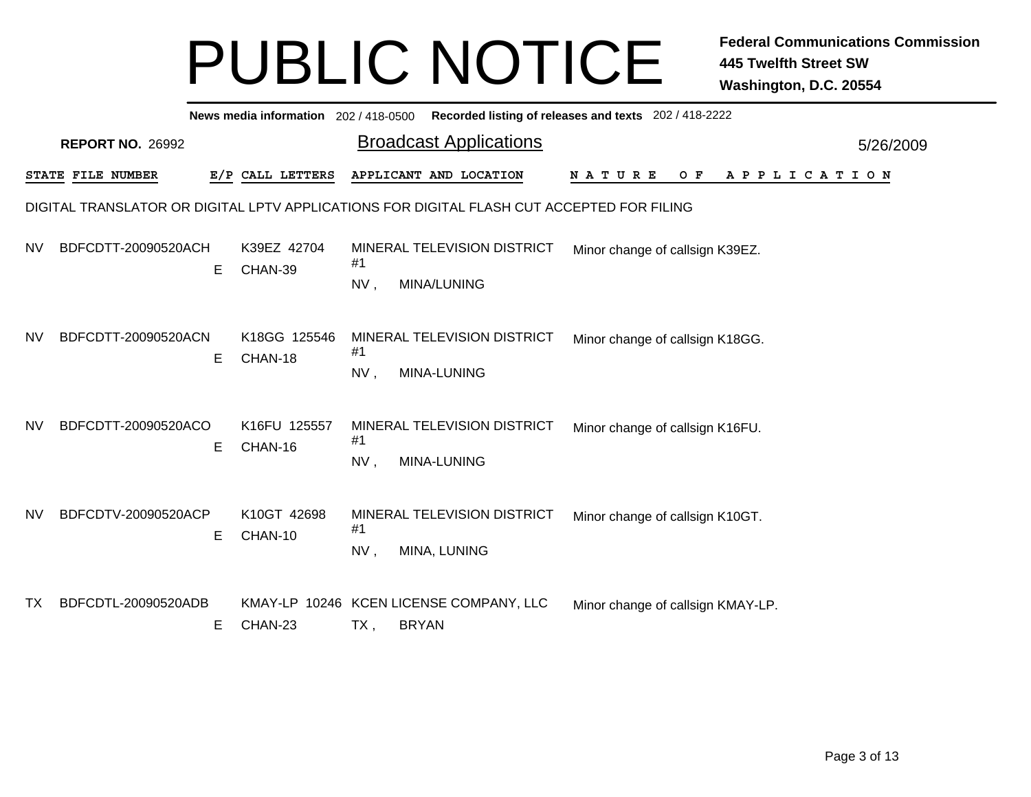# PUBLIC NOTICE

**Federal Communications Commission**
**445 Twelfth Street SW**
**Washington, D.C. 20554**

**News media information** 202 / 418-0500 **Recorded listing of releases and texts** 202 / 418-2222

**REPORT NO.** 26992

## Broadcast Applications

5/26/2009

DIGITAL TRANSLATOR OR DIGITAL LPTV APPLICATIONS FOR DIGITAL FLASH CUT ACCEPTED FOR FILING

| STATE | FILE NUMBER | E/P | CALL LETTERS | APPLICANT AND LOCATION | NATURE OF APPLICATION |
|---|---|---|---|---|---|
| NV | BDFCDTT-20090520ACH | E | K39EZ 42704 CHAN-39 | MINERAL TELEVISION DISTRICT #1 NV , MINA/LUNING | Minor change of callsign K39EZ. |
| NV | BDFCDTT-20090520ACN | E | K18GG 125546 CHAN-18 | MINERAL TELEVISION DISTRICT #1 NV , MINA-LUNING | Minor change of callsign K18GG. |
| NV | BDFCDTT-20090520ACO | E | K16FU 125557 CHAN-16 | MINERAL TELEVISION DISTRICT #1 NV , MINA-LUNING | Minor change of callsign K16FU. |
| NV | BDFCDTV-20090520ACP | E | K10GT 42698 CHAN-10 | MINERAL TELEVISION DISTRICT #1 NV , MINA, LUNING | Minor change of callsign K10GT. |
| TX | BDFCDTL-20090520ADB | E | KMAY-LP 10246 CHAN-23 | KCEN LICENSE COMPANY, LLC TX , BRYAN | Minor change of callsign KMAY-LP. |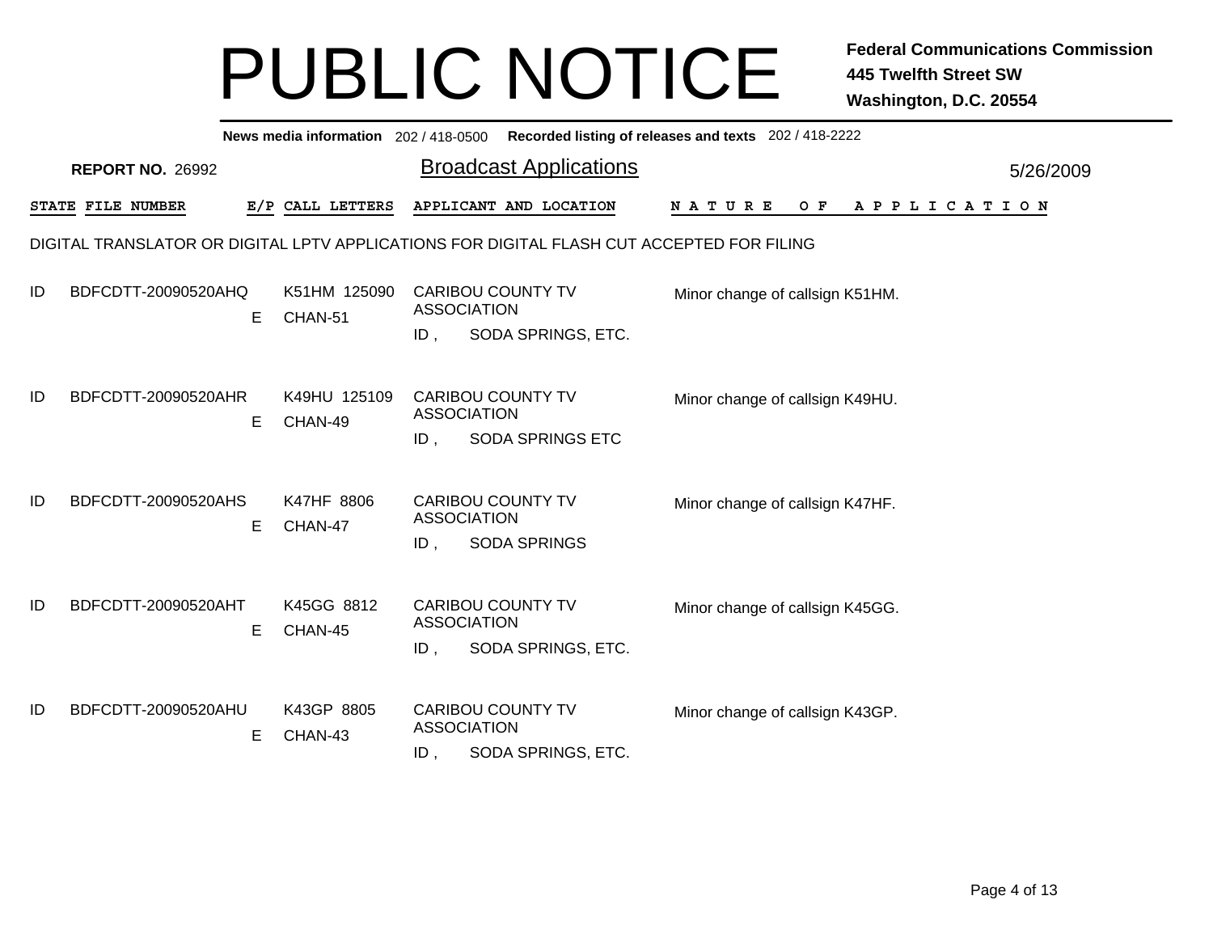# PUBLIC NOTICE

**Federal Communications Commission**
**445 Twelfth Street SW**
**Washington, D.C. 20554**

**News media information** 202 / 418-0500 **Recorded listing of releases and texts** 202 / 418-2222

**REPORT NO.** 26992

## Broadcast Applications

5/26/2009

DIGITAL TRANSLATOR OR DIGITAL LPTV APPLICATIONS FOR DIGITAL FLASH CUT ACCEPTED FOR FILING

| STATE | FILE NUMBER | E/P | CALL LETTERS | APPLICANT AND LOCATION | NATURE OF APPLICATION |
|---|---|---|---|---|---|
| ID | BDFCDTT-20090520AHQ | E | K51HM 125090 CHAN-51 | CARIBOU COUNTY TV ASSOCIATION<br>ID , SODA SPRINGS, ETC. | Minor change of callsign K51HM. |
| ID | BDFCDTT-20090520AHR | E | K49HU 125109 CHAN-49 | CARIBOU COUNTY TV ASSOCIATION<br>ID , SODA SPRINGS ETC | Minor change of callsign K49HU. |
| ID | BDFCDTT-20090520AHS | E | K47HF 8806 CHAN-47 | CARIBOU COUNTY TV ASSOCIATION<br>ID , SODA SPRINGS | Minor change of callsign K47HF. |
| ID | BDFCDTT-20090520AHT | E | K45GG 8812 CHAN-45 | CARIBOU COUNTY TV ASSOCIATION<br>ID , SODA SPRINGS, ETC. | Minor change of callsign K45GG. |
| ID | BDFCDTT-20090520AHU | E | K43GP 8805 CHAN-43 | CARIBOU COUNTY TV ASSOCIATION<br>ID , SODA SPRINGS, ETC. | Minor change of callsign K43GP. |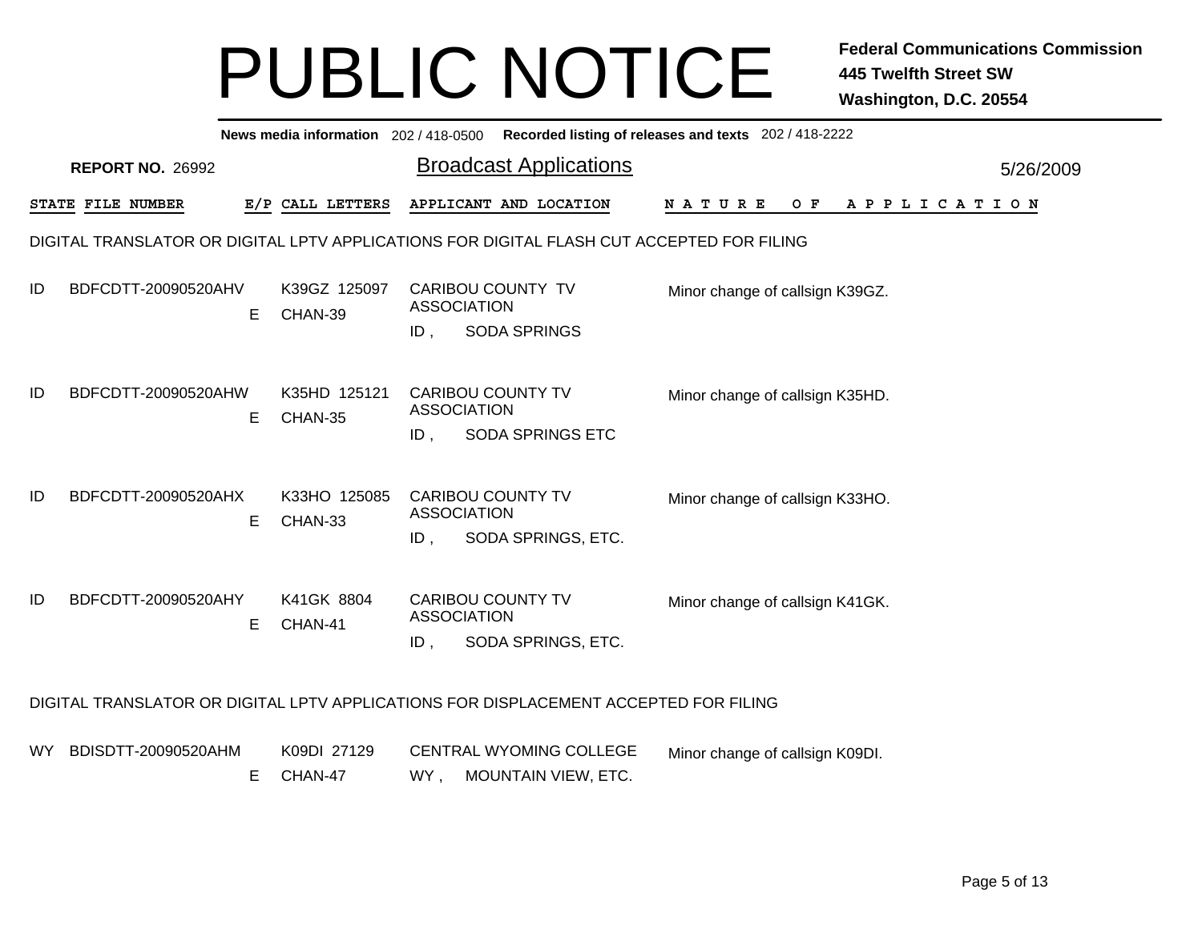# PUBLIC NOTICE

**Federal Communications Commission**
**445 Twelfth Street SW**
**Washington, D.C. 20554**

**News media information** 202 / 418-0500 **Recorded listing of releases and texts** 202 / 418-2222

**REPORT NO.** 26992

## Broadcast Applications

5/26/2009

| STATE | FILE NUMBER | E/P | CALL LETTERS | APPLICANT AND LOCATION | NATURE OF APPLICATION |
|---|---|---|---|---|---|

DIGITAL TRANSLATOR OR DIGITAL LPTV APPLICATIONS FOR DIGITAL FLASH CUT ACCEPTED FOR FILING

| STATE | FILE NUMBER | E/P | CALL LETTERS | APPLICANT AND LOCATION | NATURE OF APPLICATION |
|---|---|---|---|---|---|
| ID | BDFCDTT-20090520AHV | E | K39GZ 125097 CHAN-39 | CARIBOU COUNTY TV ASSOCIATION ID , SODA SPRINGS | Minor change of callsign K39GZ. |
| ID | BDFCDTT-20090520AHW | E | K35HD 125121 CHAN-35 | CARIBOU COUNTY TV ASSOCIATION ID , SODA SPRINGS ETC | Minor change of callsign K35HD. |
| ID | BDFCDTT-20090520AHX | E | K33HO 125085 CHAN-33 | CARIBOU COUNTY TV ASSOCIATION ID , SODA SPRINGS, ETC. | Minor change of callsign K33HO. |
| ID | BDFCDTT-20090520AHY | E | K41GK 8804 CHAN-41 | CARIBOU COUNTY TV ASSOCIATION ID , SODA SPRINGS, ETC. | Minor change of callsign K41GK. |

DIGITAL TRANSLATOR OR DIGITAL LPTV APPLICATIONS FOR DISPLACEMENT ACCEPTED FOR FILING

| STATE | FILE NUMBER | E/P | CALL LETTERS | APPLICANT AND LOCATION | NATURE OF APPLICATION |
|---|---|---|---|---|---|
| WY | BDISDTT-20090520AHM | E | K09DI 27129 CHAN-47 | CENTRAL WYOMING COLLEGE WY , MOUNTAIN VIEW, ETC. | Minor change of callsign K09DI. |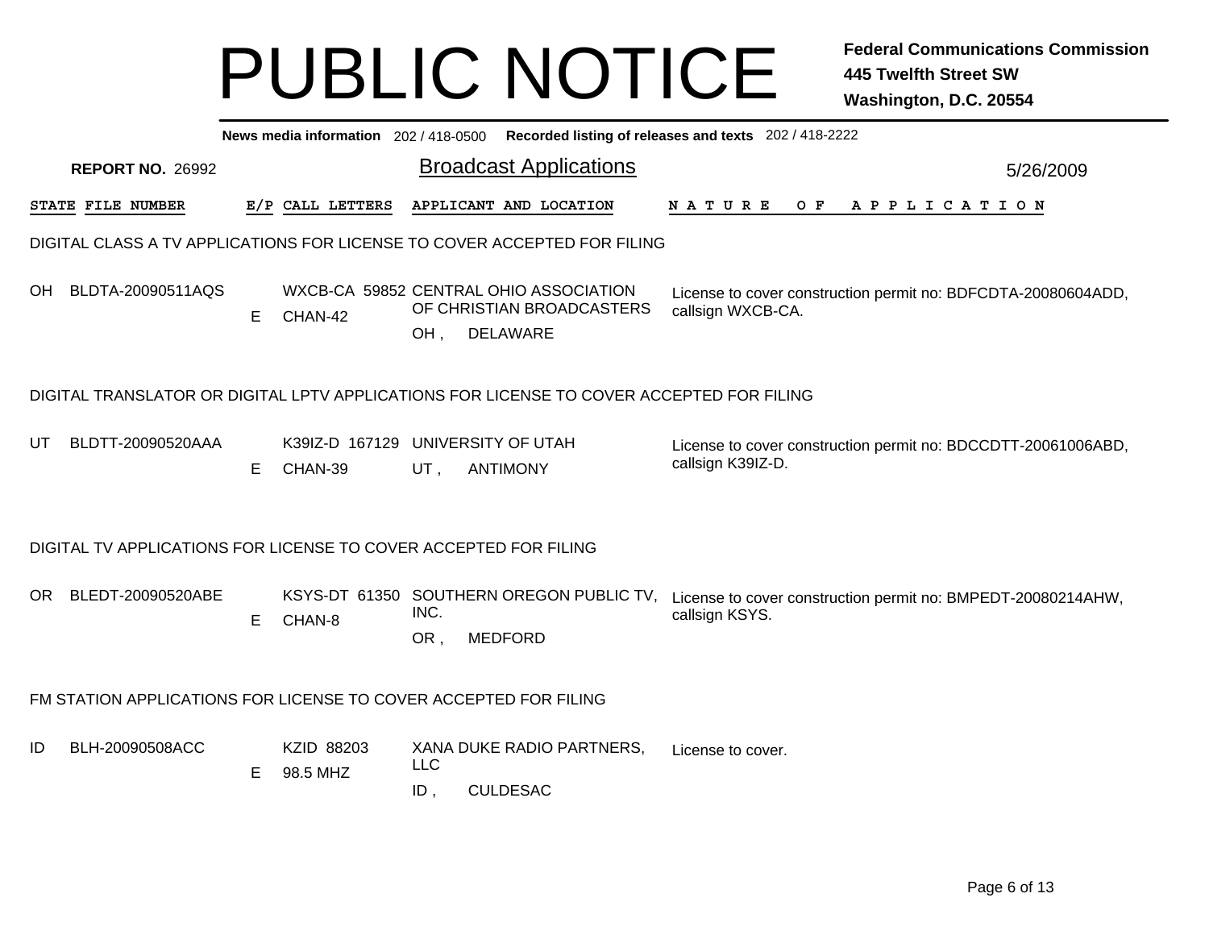# PUBLIC NOTICE

**Federal Communications Commission**
**445 Twelfth Street SW**
**Washington, D.C. 20554**

**News media information** 202 / 418-0500 **Recorded listing of releases and texts** 202 / 418-2222

**REPORT NO.** 26992

## Broadcast Applications

5/26/2009

| STATE | FILE NUMBER | E/P | CALL LETTERS | APPLICANT AND LOCATION | NATURE OF APPLICATION |
|---|---|---|---|---|---|

### DIGITAL CLASS A TV APPLICATIONS FOR LICENSE TO COVER ACCEPTED FOR FILING

| STATE | FILE NUMBER | E/P | CALL LETTERS | APPLICANT AND LOCATION | NATURE OF APPLICATION |
|---|---|---|---|---|---|
| OH | BLDTA-20090511AQS | E | WXCB-CA 59852 CHAN-42 | CENTRAL OHIO ASSOCIATION OF CHRISTIAN BROADCASTERS OH , DELAWARE | License to cover construction permit no: BDFCDTA-20080604ADD, callsign WXCB-CA. |

### DIGITAL TRANSLATOR OR DIGITAL LPTV APPLICATIONS FOR LICENSE TO COVER ACCEPTED FOR FILING

| STATE | FILE NUMBER | E/P | CALL LETTERS | APPLICANT AND LOCATION | NATURE OF APPLICATION |
|---|---|---|---|---|---|
| UT | BLDTT-20090520AAA | E | K39IZ-D 167129 CHAN-39 | UNIVERSITY OF UTAH UT , ANTIMONY | License to cover construction permit no: BDCCDTT-20061006ABD, callsign K39IZ-D. |

### DIGITAL TV APPLICATIONS FOR LICENSE TO COVER ACCEPTED FOR FILING

| STATE | FILE NUMBER | E/P | CALL LETTERS | APPLICANT AND LOCATION | NATURE OF APPLICATION |
|---|---|---|---|---|---|
| OR | BLEDT-20090520ABE | E | KSYS-DT 61350 CHAN-8 | SOUTHERN OREGON PUBLIC TV, INC. OR , MEDFORD | License to cover construction permit no: BMPEDT-20080214AHW, callsign KSYS. |

### FM STATION APPLICATIONS FOR LICENSE TO COVER ACCEPTED FOR FILING

| STATE | FILE NUMBER | E/P | CALL LETTERS | APPLICANT AND LOCATION | NATURE OF APPLICATION |
|---|---|---|---|---|---|
| ID | BLH-20090508ACC | E | KZID 88203 98.5 MHZ | XANA DUKE RADIO PARTNERS, LLC ID , CULDESAC | License to cover. |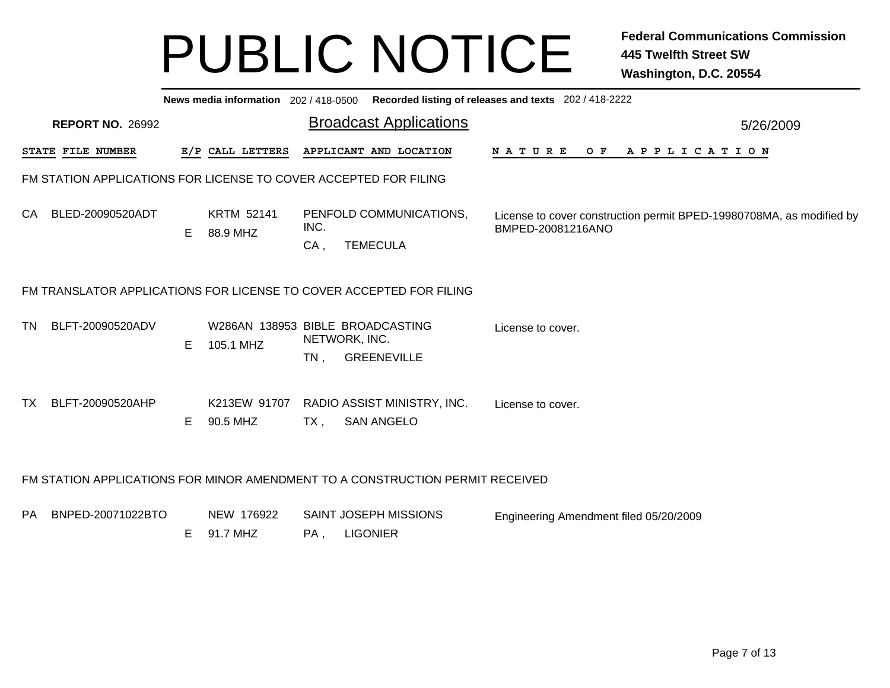# PUBLIC NOTICE

**Federal Communications Commission**
**445 Twelfth Street SW**
**Washington, D.C. 20554**

**News media information** 202 / 418-0500 **Recorded listing of releases and texts** 202 / 418-2222

**REPORT NO.** 26992

## Broadcast Applications

5/26/2009

| STATE | FILE NUMBER | E/P | CALL LETTERS | APPLICANT AND LOCATION | NATURE OF APPLICATION |
|---|---|---|---|---|---|
| **FM STATION APPLICATIONS FOR LICENSE TO COVER ACCEPTED FOR FILING** | | | | | |
| CA | BLED-20090520ADT | E | KRTM 52141<br>88.9 MHZ | PENFOLD COMMUNICATIONS, INC.<br>CA , TEMECULA | License to cover construction permit BPED-19980708MA, as modified by BMPED-20081216ANO |
| **FM TRANSLATOR APPLICATIONS FOR LICENSE TO COVER ACCEPTED FOR FILING** | | | | | |
| TN | BLFT-20090520ADV | E | W286AN 138953<br>105.1 MHZ | BIBLE BROADCASTING NETWORK, INC.<br>TN , GREENEVILLE | License to cover. |
| TX | BLFT-20090520AHP | E | K213EW 91707<br>90.5 MHZ | RADIO ASSIST MINISTRY, INC.<br>TX , SAN ANGELO | License to cover. |
| **FM STATION APPLICATIONS FOR MINOR AMENDMENT TO A CONSTRUCTION PERMIT RECEIVED** | | | | | |
| PA | BNPED-20071022BTO | E | NEW 176922<br>91.7 MHZ | SAINT JOSEPH MISSIONS<br>PA , LIGONIER | Engineering Amendment filed 05/20/2009 |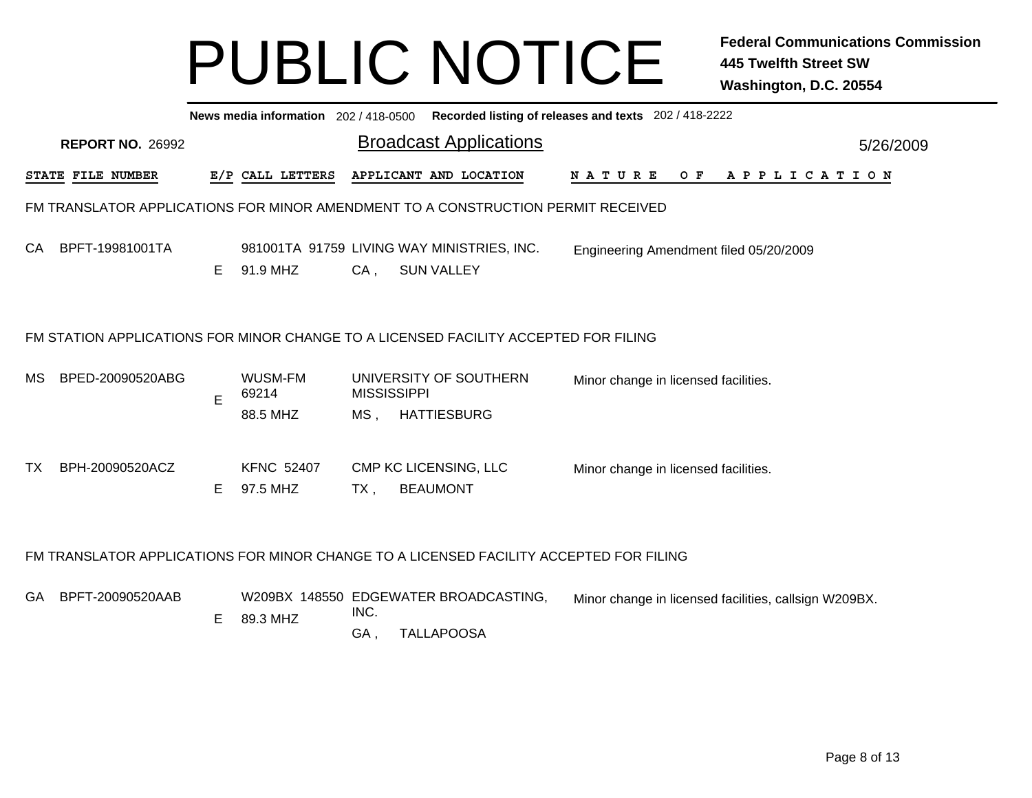# PUBLIC NOTICE

**Federal Communications Commission**
**445 Twelfth Street SW**
**Washington, D.C. 20554**

**News media information** 202 / 418-0500 **Recorded listing of releases and texts** 202 / 418-2222

**REPORT NO.** 26992 | Broadcast Applications | 5/26/2009

| STATE | FILE NUMBER | E/P | CALL LETTERS | APPLICANT AND LOCATION | NATURE OF APPLICATION |
|---|---|---|---|---|---|

FM TRANSLATOR APPLICATIONS FOR MINOR AMENDMENT TO A CONSTRUCTION PERMIT RECEIVED

| STATE | FILE NUMBER | E/P | CALL LETTERS | APPLICANT AND LOCATION | NATURE OF APPLICATION |
|---|---|---|---|---|---|
| CA | BPFT-19981001TA | E | 981001TA 91759<br>91.9 MHZ | LIVING WAY MINISTRIES, INC.<br>CA , SUN VALLEY | Engineering Amendment filed 05/20/2009 |

FM STATION APPLICATIONS FOR MINOR CHANGE TO A LICENSED FACILITY ACCEPTED FOR FILING

| STATE | FILE NUMBER | E/P | CALL LETTERS | APPLICANT AND LOCATION | NATURE OF APPLICATION |
|---|---|---|---|---|---|
| MS | BPED-20090520ABG | E | WUSM-FM 69214<br>88.5 MHZ | UNIVERSITY OF SOUTHERN MISSISSIPPI<br>MS , HATTIESBURG | Minor change in licensed facilities. |
| TX | BPH-20090520ACZ | E | KFNC 52407<br>97.5 MHZ | CMP KC LICENSING, LLC<br>TX , BEAUMONT | Minor change in licensed facilities. |

FM TRANSLATOR APPLICATIONS FOR MINOR CHANGE TO A LICENSED FACILITY ACCEPTED FOR FILING

| STATE | FILE NUMBER | E/P | CALL LETTERS | APPLICANT AND LOCATION | NATURE OF APPLICATION |
|---|---|---|---|---|---|
| GA | BPFT-20090520AAB | E | W209BX 148550<br>89.3 MHZ | EDGEWATER BROADCASTING, INC.<br>GA , TALLAPOOSA | Minor change in licensed facilities, callsign W209BX. |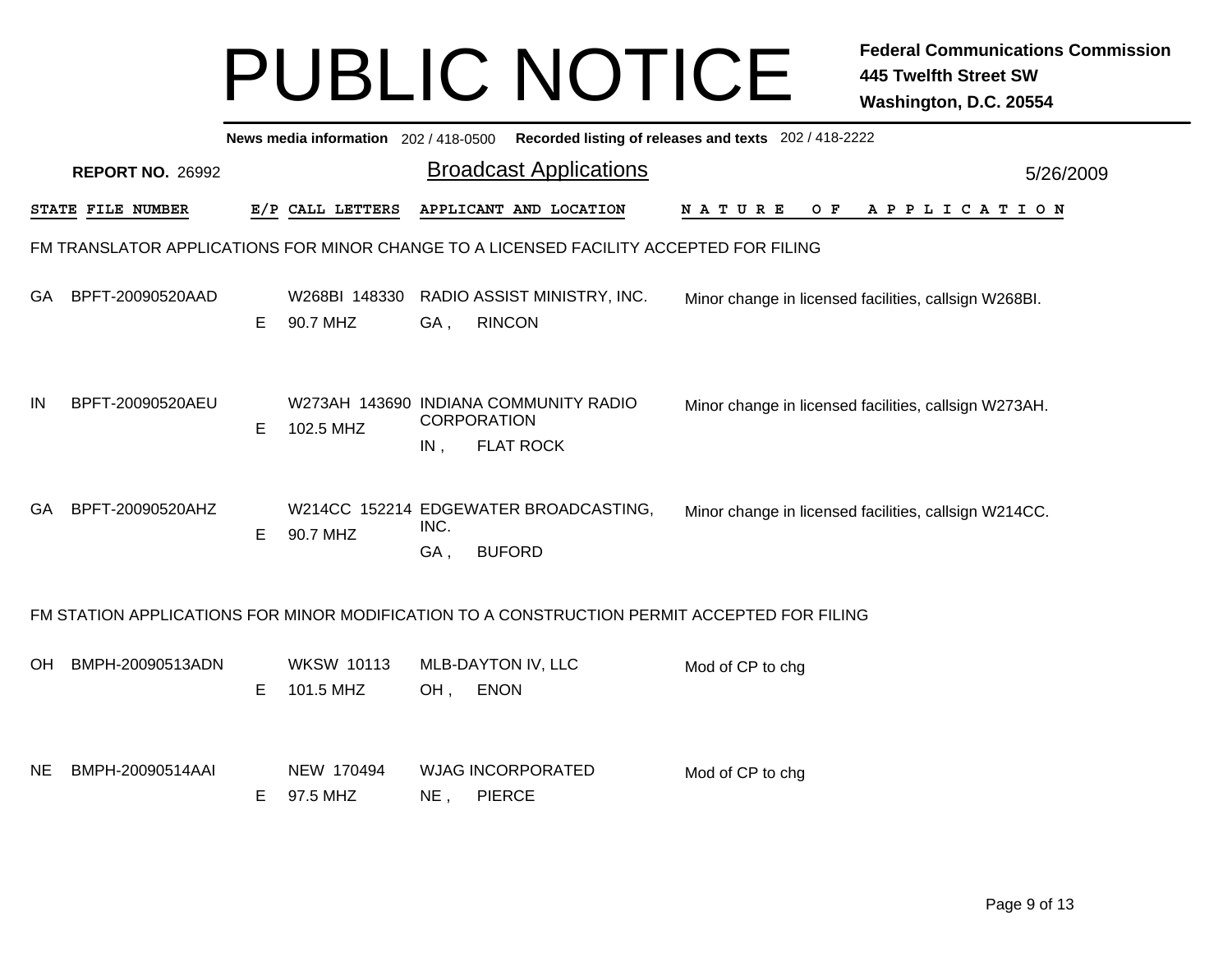# PUBLIC NOTICE

**Federal Communications Commission**
**445 Twelfth Street SW**
**Washington, D.C. 20554**

**News media information** 202 / 418-0500 **Recorded listing of releases and texts** 202 / 418-2222

**REPORT NO.** 26992

## Broadcast Applications

5/26/2009

### FM TRANSLATOR APPLICATIONS FOR MINOR CHANGE TO A LICENSED FACILITY ACCEPTED FOR FILING

| STATE | FILE NUMBER | E/P | CALL LETTERS | APPLICANT AND LOCATION | NATURE OF APPLICATION |
|---|---|---|---|---|---|
| GA | BPFT-20090520AAD | E | W268BI 148330<br>90.7 MHZ | RADIO ASSIST MINISTRY, INC.<br>GA , RINCON | Minor change in licensed facilities, callsign W268BI. |
| IN | BPFT-20090520AEU | E | W273AH 143690<br>102.5 MHZ | INDIANA COMMUNITY RADIO CORPORATION<br>IN , FLAT ROCK | Minor change in licensed facilities, callsign W273AH. |
| GA | BPFT-20090520AHZ | E | W214CC 152214<br>90.7 MHZ | EDGEWATER BROADCASTING, INC.<br>GA , BUFORD | Minor change in licensed facilities, callsign W214CC. |

### FM STATION APPLICATIONS FOR MINOR MODIFICATION TO A CONSTRUCTION PERMIT ACCEPTED FOR FILING

| STATE | FILE NUMBER | E/P | CALL LETTERS | APPLICANT AND LOCATION | NATURE OF APPLICATION |
|---|---|---|---|---|---|
| OH | BMPH-20090513ADN | E | WKSW 10113<br>101.5 MHZ | MLB-DAYTON IV, LLC<br>OH , ENON | Mod of CP to chg |
| NE | BMPH-20090514AAI | E | NEW 170494<br>97.5 MHZ | WJAG INCORPORATED<br>NE , PIERCE | Mod of CP to chg |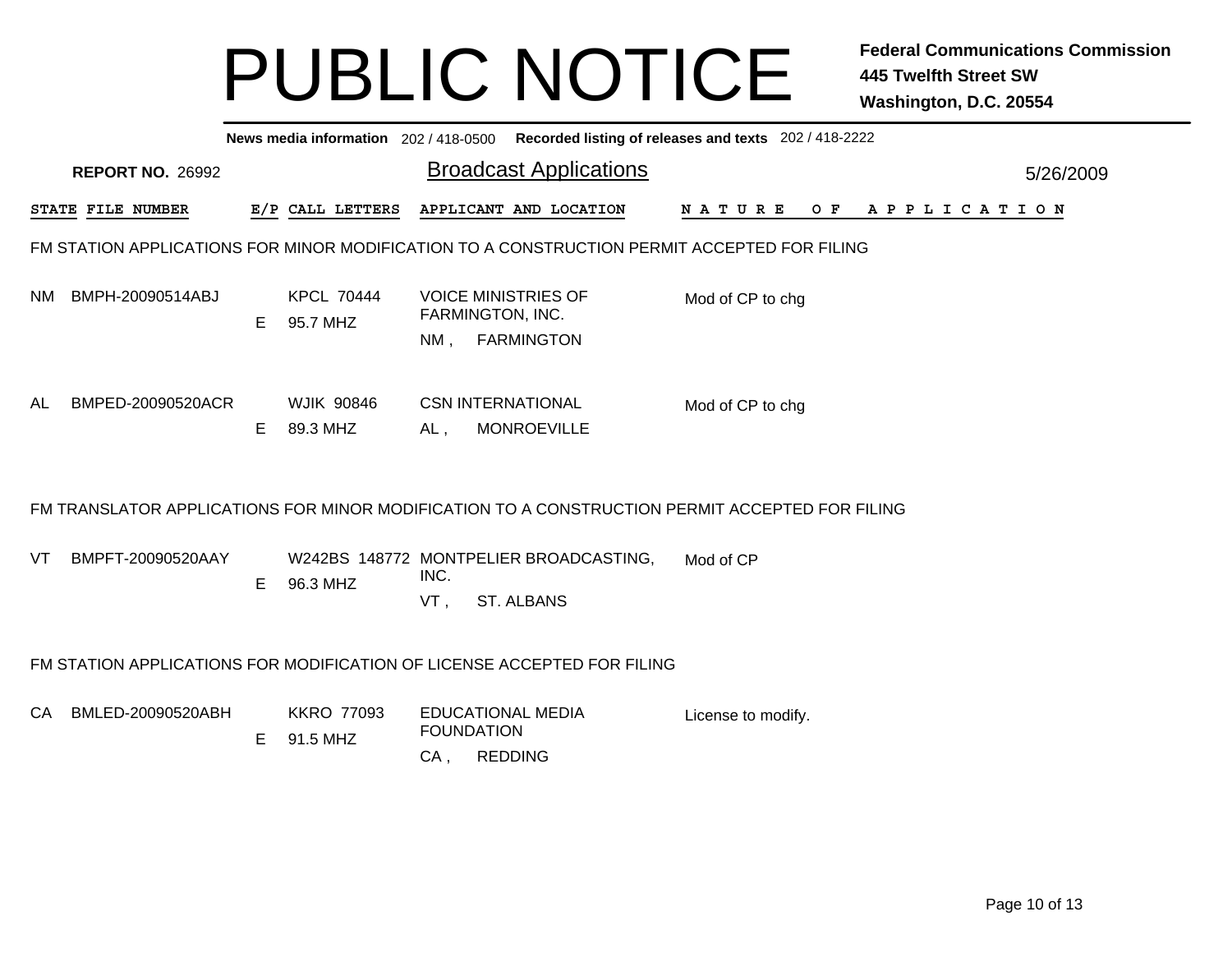# PUBLIC NOTICE

**Federal Communications Commission**
**445 Twelfth Street SW**
**Washington, D.C. 20554**

**News media information** 202 / 418-0500 **Recorded listing of releases and texts** 202 / 418-2222

**REPORT NO.** 26992

## Broadcast Applications

5/26/2009

| STATE | FILE NUMBER | E/P | CALL LETTERS | APPLICANT AND LOCATION | NATURE OF APPLICATION |
|---|---|---|---|---|---|

### FM STATION APPLICATIONS FOR MINOR MODIFICATION TO A CONSTRUCTION PERMIT ACCEPTED FOR FILING

| STATE | FILE NUMBER | E/P | CALL LETTERS | APPLICANT AND LOCATION | NATURE OF APPLICATION |
|---|---|---|---|---|---|
| NM | BMPH-20090514ABJ | E | KPCL 70444<br>95.7 MHZ | VOICE MINISTRIES OF FARMINGTON, INC.<br>NM , FARMINGTON | Mod of CP to chg |
| AL | BMPED-20090520ACR | E | WJIK 90846<br>89.3 MHZ | CSN INTERNATIONAL<br>AL , MONROEVILLE | Mod of CP to chg |

### FM TRANSLATOR APPLICATIONS FOR MINOR MODIFICATION TO A CONSTRUCTION PERMIT ACCEPTED FOR FILING

| STATE | FILE NUMBER | E/P | CALL LETTERS | APPLICANT AND LOCATION | NATURE OF APPLICATION |
|---|---|---|---|---|---|
| VT | BMPFT-20090520AAY | E | W242BS 148772<br>96.3 MHZ | MONTPELIER BROADCASTING, INC.<br>VT , ST. ALBANS | Mod of CP |

### FM STATION APPLICATIONS FOR MODIFICATION OF LICENSE ACCEPTED FOR FILING

| STATE | FILE NUMBER | E/P | CALL LETTERS | APPLICANT AND LOCATION | NATURE OF APPLICATION |
|---|---|---|---|---|---|
| CA | BMLED-20090520ABH | E | KKRO 77093<br>91.5 MHZ | EDUCATIONAL MEDIA FOUNDATION<br>CA , REDDING | License to modify. |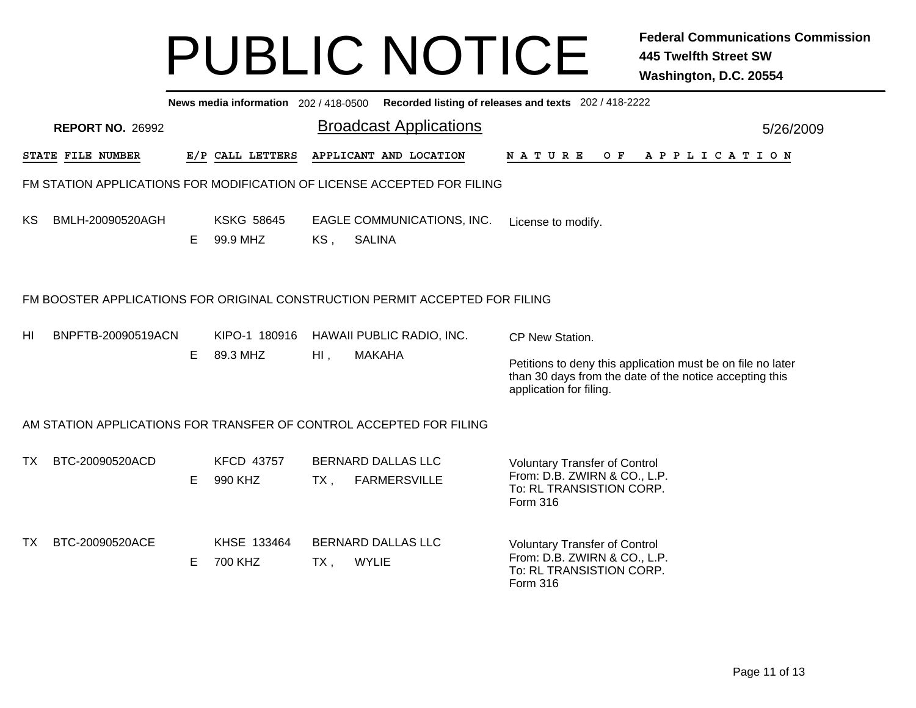# PUBLIC NOTICE

**Federal Communications Commission**
**445 Twelfth Street SW**
**Washington, D.C. 20554**

**News media information** 202 / 418-0500 **Recorded listing of releases and texts** 202 / 418-2222

**REPORT NO.** 26992

## Broadcast Applications

5/26/2009

| STATE | FILE NUMBER | E/P | CALL LETTERS | APPLICANT AND LOCATION | NATURE OF APPLICATION |
|---|---|---|---|---|---|

### FM STATION APPLICATIONS FOR MODIFICATION OF LICENSE ACCEPTED FOR FILING

| STATE | FILE NUMBER | E/P | CALL LETTERS | APPLICANT AND LOCATION | NATURE OF APPLICATION |
|---|---|---|---|---|---|
| KS | BMLH-20090520AGH | E | KSKG 58645<br>99.9 MHZ | EAGLE COMMUNICATIONS, INC.<br>KS , SALINA | License to modify. |

### FM BOOSTER APPLICATIONS FOR ORIGINAL CONSTRUCTION PERMIT ACCEPTED FOR FILING

| STATE | FILE NUMBER | E/P | CALL LETTERS | APPLICANT AND LOCATION | NATURE OF APPLICATION |
|---|---|---|---|---|---|
| HI | BNPFTB-20090519ACN | E | KIPO-1 180916<br>89.3 MHZ | HAWAII PUBLIC RADIO, INC.<br>HI , MAKAHA | CP New Station.<br><br>Petitions to deny this application must be on file no later than 30 days from the date of the notice accepting this application for filing. |

### AM STATION APPLICATIONS FOR TRANSFER OF CONTROL ACCEPTED FOR FILING

| STATE | FILE NUMBER | E/P | CALL LETTERS | APPLICANT AND LOCATION | NATURE OF APPLICATION |
|---|---|---|---|---|---|
| TX | BTC-20090520ACD | E | KFCD 43757<br>990 KHZ | BERNARD DALLAS LLC<br>TX , FARMERSVILLE | Voluntary Transfer of Control<br>From: D.B. ZWIRN & CO., L.P.<br>To: RL TRANSISTION CORP.<br>Form 316 |
| TX | BTC-20090520ACE | E | KHSE 133464<br>700 KHZ | BERNARD DALLAS LLC<br>TX , WYLIE | Voluntary Transfer of Control<br>From: D.B. ZWIRN & CO., L.P.<br>To: RL TRANSISTION CORP.<br>Form 316 |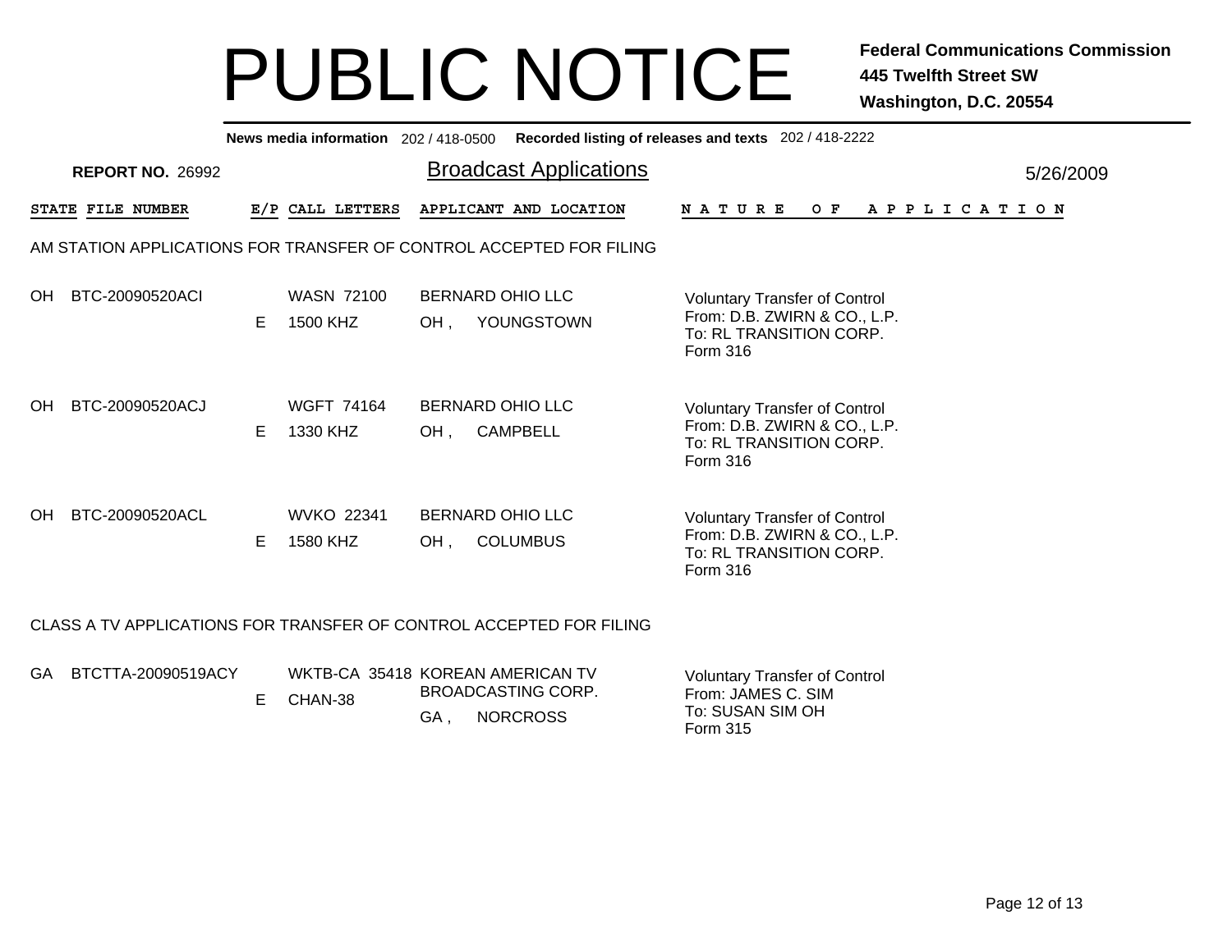# PUBLIC NOTICE

**Federal Communications Commission**
**445 Twelfth Street SW**
**Washington, D.C. 20554**

**News media information** 202 / 418-0500 **Recorded listing of releases and texts** 202 / 418-2222

**REPORT NO.** 26992

## Broadcast Applications

5/26/2009

### AM STATION APPLICATIONS FOR TRANSFER OF CONTROL ACCEPTED FOR FILING

| STATE | FILE NUMBER | E/P | CALL LETTERS | APPLICANT AND LOCATION | NATURE OF APPLICATION |
|---|---|---|---|---|---|
| OH | BTC-20090520ACI | E | WASN 72100<br>1500 KHZ | BERNARD OHIO LLC<br>OH , YOUNGSTOWN | Voluntary Transfer of Control<br>From: D.B. ZWIRN & CO., L.P.<br>To: RL TRANSITION CORP.<br>Form 316 |
| OH | BTC-20090520ACJ | E | WGFT 74164<br>1330 KHZ | BERNARD OHIO LLC<br>OH , CAMPBELL | Voluntary Transfer of Control<br>From: D.B. ZWIRN & CO., L.P.<br>To: RL TRANSITION CORP.<br>Form 316 |
| OH | BTC-20090520ACL | E | WVKO 22341<br>1580 KHZ | BERNARD OHIO LLC<br>OH , COLUMBUS | Voluntary Transfer of Control<br>From: D.B. ZWIRN & CO., L.P.<br>To: RL TRANSITION CORP.<br>Form 316 |

### CLASS A TV APPLICATIONS FOR TRANSFER OF CONTROL ACCEPTED FOR FILING

| STATE | FILE NUMBER | E/P | CALL LETTERS | APPLICANT AND LOCATION | NATURE OF APPLICATION |
|---|---|---|---|---|---|
| GA | BTCTTA-20090519ACY | E | WKTB-CA 35418<br>CHAN-38 | KOREAN AMERICAN TV BROADCASTING CORP.<br>GA , NORCROSS | Voluntary Transfer of Control<br>From: JAMES C. SIM<br>To: SUSAN SIM OH<br>Form 315 |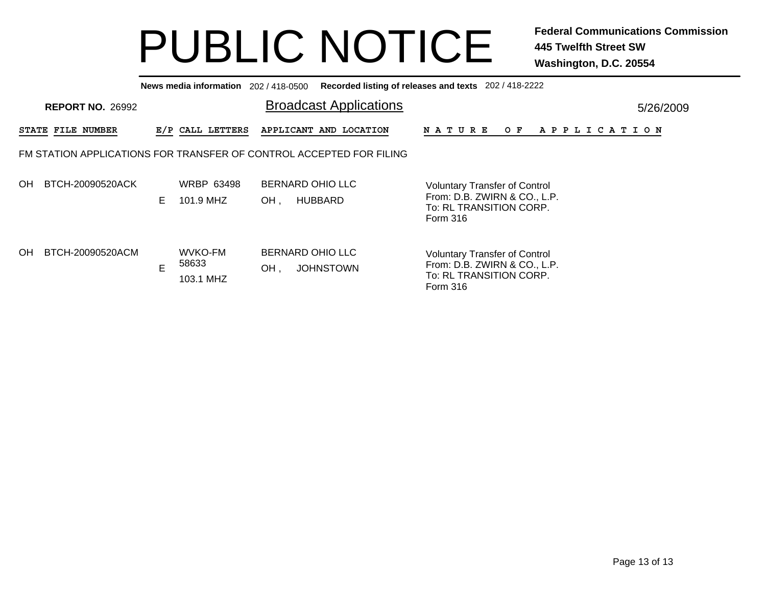# PUBLIC NOTICE

**Federal Communications Commission**
**445 Twelfth Street SW**
**Washington, D.C. 20554**

**News media information** 202 / 418-0500 **Recorded listing of releases and texts** 202 / 418-2222

**REPORT NO.** 26992

## Broadcast Applications

5/26/2009

| STATE | FILE NUMBER | E/P | CALL LETTERS | APPLICANT AND LOCATION | NATURE OF APPLICATION |
|---|---|---|---|---|---|
| FM STATION APPLICATIONS FOR TRANSFER OF CONTROL ACCEPTED FOR FILING | | | | | |
| OH | BTCH-20090520ACK | E | WRBP 63498<br>101.9 MHZ | BERNARD OHIO LLC<br>OH , HUBBARD | Voluntary Transfer of Control<br>From: D.B. ZWIRN & CO., L.P.<br>To: RL TRANSITION CORP.<br>Form 316 |
| OH | BTCH-20090520ACM | E | WVKO-FM 58633<br>103.1 MHZ | BERNARD OHIO LLC<br>OH , JOHNSTOWN | Voluntary Transfer of Control<br>From: D.B. ZWIRN & CO., L.P.<br>To: RL TRANSITION CORP.<br>Form 316 |